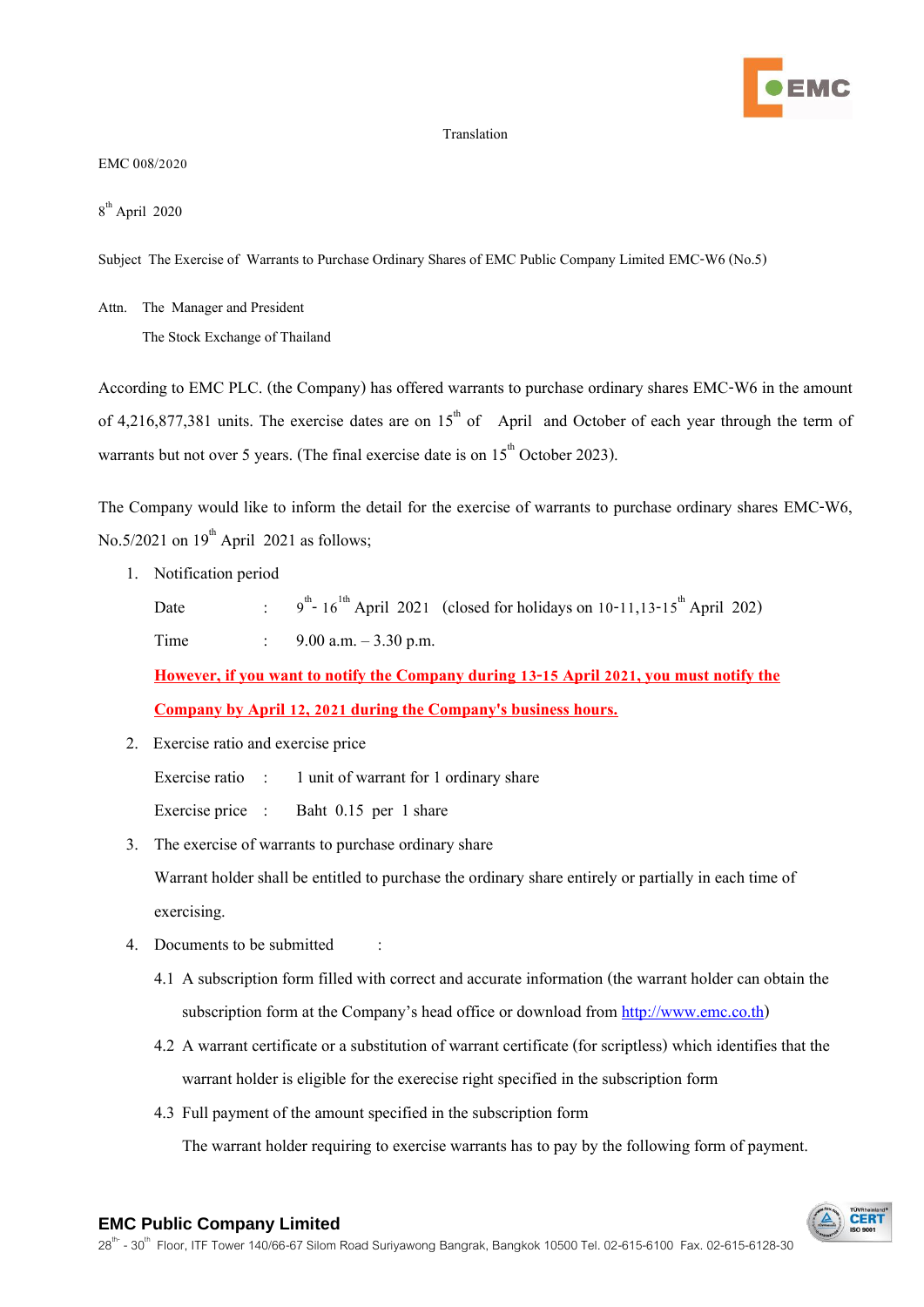Translation

EMC 008/2020

8th April 2020

Subject The Exercise of Warrants to Purchase Ordinary Shares of EMC Public Company Limited EMC-W6 (No.5)

Attn. The Manager and President
The Stock Exchange of Thailand

According to EMC PLC. (the Company) has offered warrants to purchase ordinary shares EMC-W6 in the amount of 4,216,877,381 units. The exercise dates are on 15th of April and October of each year through the term of warrants but not over 5 years. (The final exercise date is on 15th October 2023).

The Company would like to inform the detail for the exercise of warrants to purchase ordinary shares EMC-W6, No.5/2021 on 19th April 2021 as follows;

1. Notification period

   Date : 9th - 16th April 2021 (closed for holidays on 10-11,13-15th April 202)

   Time : 9.00 a.m. – 3.30 p.m.

   **However, if you want to notify the Company during 13-15 April 2021, you must notify the Company by April 12, 2021 during the Company's business hours.**

2. Exercise ratio and exercise price

   Exercise ratio : 1 unit of warrant for 1 ordinary share

   Exercise price : Baht 0.15 per 1 share

3. The exercise of warrants to purchase ordinary share

   Warrant holder shall be entitled to purchase the ordinary share entirely or partially in each time of exercising.

4. Documents to be submitted :

   4.1 A subscription form filled with correct and accurate information (the warrant holder can obtain the subscription form at the Company's head office or download from http://www.emc.co.th)

   4.2 A warrant certificate or a substitution of warrant certificate (for scriptless) which identifies that the warrant holder is eligible for the exerecise right specified in the subscription form

   4.3 Full payment of the amount specified in the subscription form

   The warrant holder requiring to exercise warrants has to pay by the following form of payment.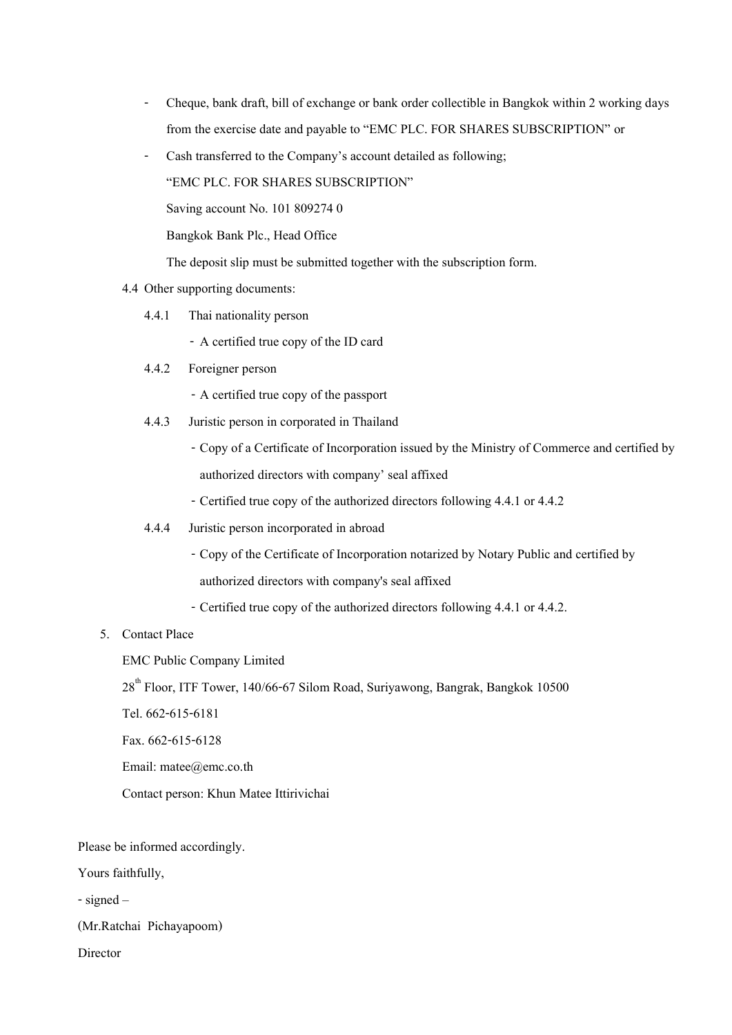- Cheque, bank draft, bill of exchange or bank order collectible in Bangkok within 2 working days from the exercise date and payable to "EMC PLC. FOR SHARES SUBSCRIPTION" or
- Cash transferred to the Company's account detailed as following;

  "EMC PLC. FOR SHARES SUBSCRIPTION"

  Saving account No. 101 809274 0

  Bangkok Bank Plc., Head Office

  The deposit slip must be submitted together with the subscription form.

4.4 Other supporting documents:

4.4.1 Thai nationality person

- A certified true copy of the ID card

4.4.2 Foreigner person

- A certified true copy of the passport

4.4.3 Juristic person in corporated in Thailand

- Copy of a Certificate of Incorporation issued by the Ministry of Commerce and certified by authorized directors with company' seal affixed
- Certified true copy of the authorized directors following 4.4.1 or 4.4.2

4.4.4 Juristic person incorporated in abroad

- Copy of the Certificate of Incorporation notarized by Notary Public and certified by authorized directors with company's seal affixed
- Certified true copy of the authorized directors following 4.4.1 or 4.4.2.

5. Contact Place

EMC Public Company Limited

28th Floor, ITF Tower, 140/66-67 Silom Road, Suriyawong, Bangrak, Bangkok 10500

Tel. 662-615-6181

Fax. 662-615-6128

Email: matee@emc.co.th

Contact person: Khun Matee Ittirivichai

Please be informed accordingly.

Yours faithfully,

- signed –

(Mr.Ratchai Pichayapoom)

Director